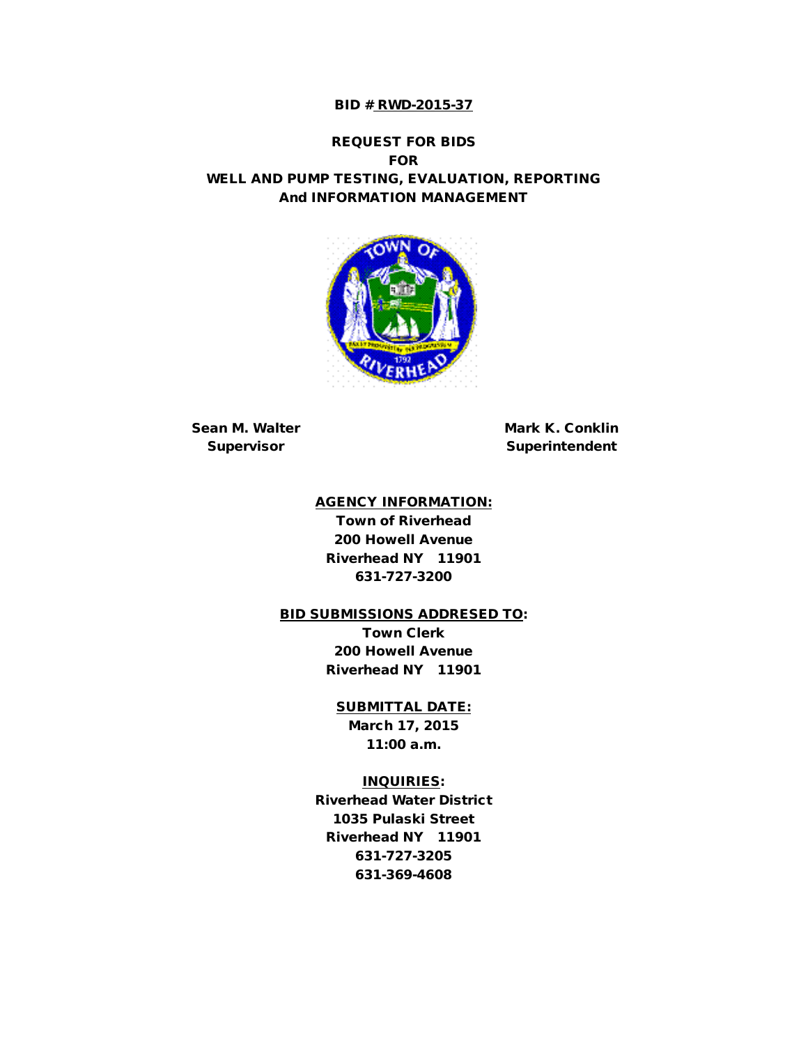**BID # RWD-2015-37**

# REQUEST FOR BIDS
# FOR
# WELL AND PUMP TESTING, EVALUATION, REPORTING And INFORMATION MANAGEMENT

**Sean M. Walter**
**Supervisor**

**Mark K. Conklin**
**Superintendent**

**AGENCY INFORMATION:**

**Town of Riverhead**
**200 Howell Avenue**
**Riverhead NY 11901**
**631-727-3200**

**BID SUBMISSIONS ADDRESED TO:**

**Town Clerk**
**200 Howell Avenue**
**Riverhead NY 11901**

**SUBMITTAL DATE:**

**March 17, 2015**
**11:00 a.m.**

**INQUIRIES:**

**Riverhead Water District**
**1035 Pulaski Street**
**Riverhead NY 11901**
**631-727-3205**
**631-369-4608**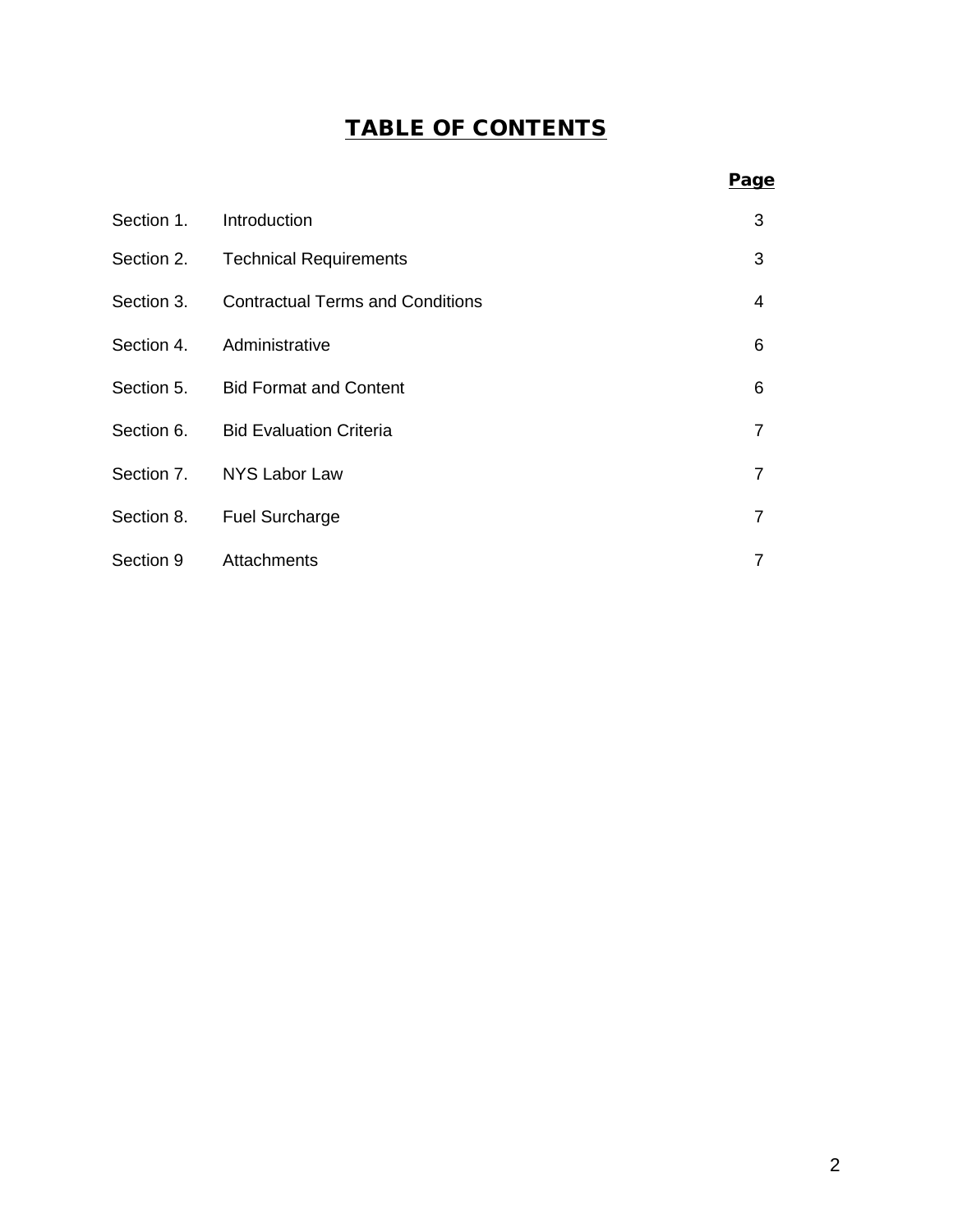# TABLE OF CONTENTS

| | | Page |
|---|---|---|
| Section 1. | Introduction | 3 |
| Section 2. | Technical Requirements | 3 |
| Section 3. | Contractual Terms and Conditions | 4 |
| Section 4. | Administrative | 6 |
| Section 5. | Bid Format and Content | 6 |
| Section 6. | Bid Evaluation Criteria | 7 |
| Section 7. | NYS Labor Law | 7 |
| Section 8. | Fuel Surcharge | 7 |
| Section 9 | Attachments | 7 |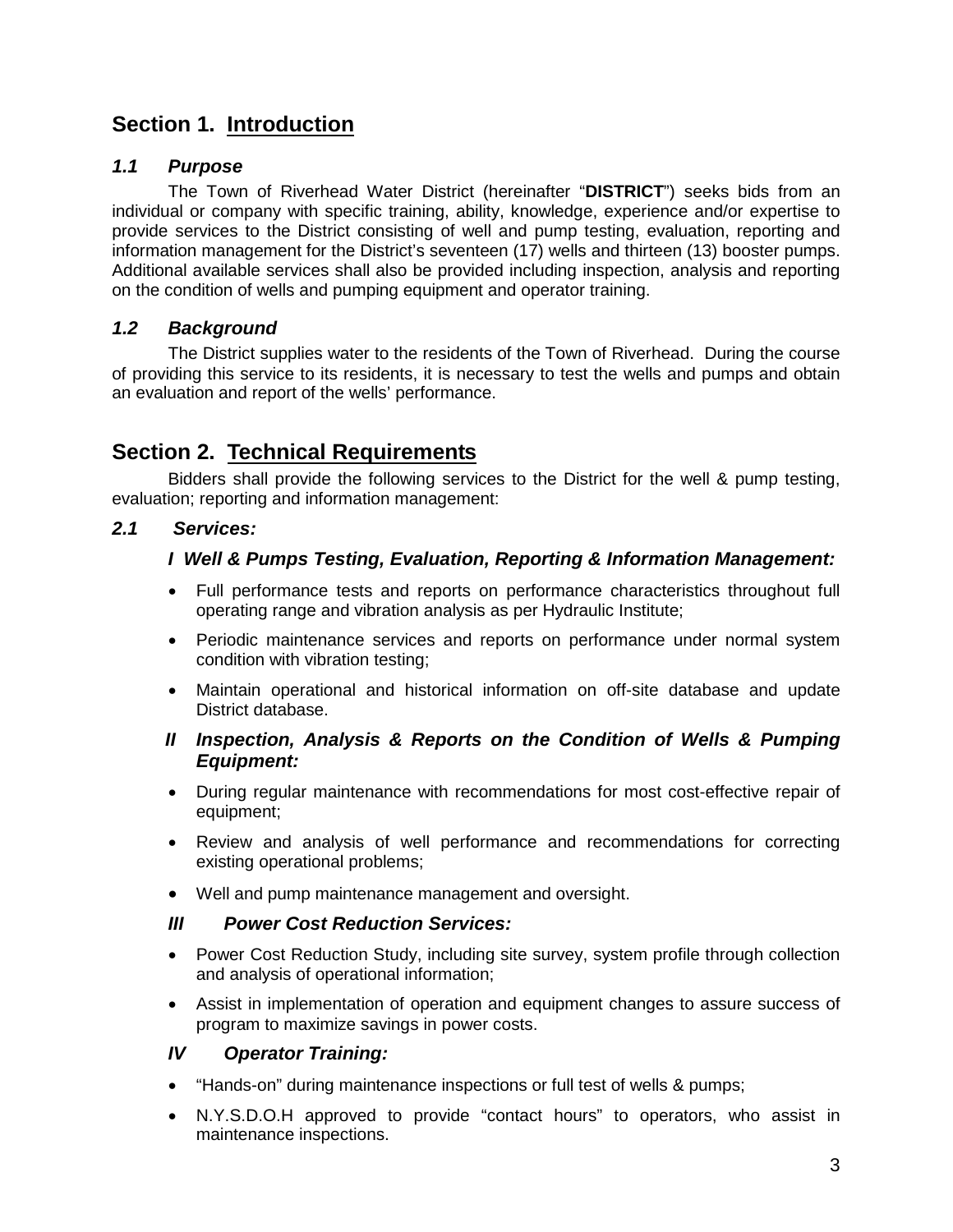# Section 1. Introduction

### *1.1 Purpose*

The Town of Riverhead Water District (hereinafter "**DISTRICT**") seeks bids from an individual or company with specific training, ability, knowledge, experience and/or expertise to provide services to the District consisting of well and pump testing, evaluation, reporting and information management for the District's seventeen (17) wells and thirteen (13) booster pumps. Additional available services shall also be provided including inspection, analysis and reporting on the condition of wells and pumping equipment and operator training.

### *1.2 Background*

The District supplies water to the residents of the Town of Riverhead. During the course of providing this service to its residents, it is necessary to test the wells and pumps and obtain an evaluation and report of the wells' performance.

# Section 2. Technical Requirements

Bidders shall provide the following services to the District for the well & pump testing, evaluation; reporting and information management:

### *2.1 Services:*

#### *I Well & Pumps Testing, Evaluation, Reporting & Information Management:*

- Full performance tests and reports on performance characteristics throughout full operating range and vibration analysis as per Hydraulic Institute;
- Periodic maintenance services and reports on performance under normal system condition with vibration testing;
- Maintain operational and historical information on off-site database and update District database.

#### *II Inspection, Analysis & Reports on the Condition of Wells & Pumping Equipment:*

- During regular maintenance with recommendations for most cost-effective repair of equipment;
- Review and analysis of well performance and recommendations for correcting existing operational problems;
- Well and pump maintenance management and oversight.

#### *III Power Cost Reduction Services:*

- Power Cost Reduction Study, including site survey, system profile through collection and analysis of operational information;
- Assist in implementation of operation and equipment changes to assure success of program to maximize savings in power costs.

#### *IV Operator Training:*

- "Hands-on" during maintenance inspections or full test of wells & pumps;
- N.Y.S.D.O.H approved to provide "contact hours" to operators, who assist in maintenance inspections.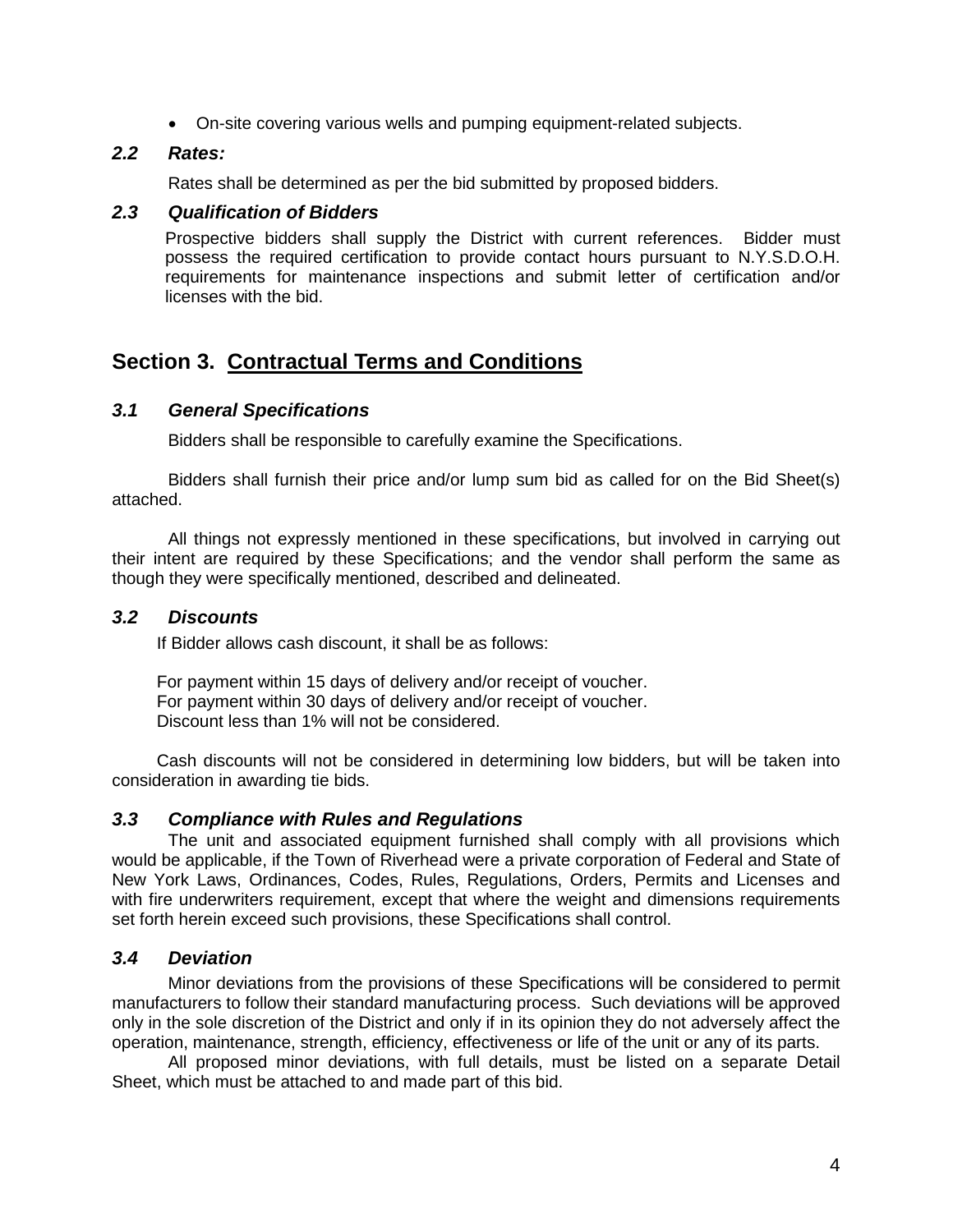- On-site covering various wells and pumping equipment-related subjects.

### *2.2 Rates:*

Rates shall be determined as per the bid submitted by proposed bidders.

### *2.3 Qualification of Bidders*

Prospective bidders shall supply the District with current references. Bidder must possess the required certification to provide contact hours pursuant to N.Y.S.D.O.H. requirements for maintenance inspections and submit letter of certification and/or licenses with the bid.

## Section 3. Contractual Terms and Conditions

### *3.1 General Specifications*

Bidders shall be responsible to carefully examine the Specifications.

Bidders shall furnish their price and/or lump sum bid as called for on the Bid Sheet(s) attached.

All things not expressly mentioned in these specifications, but involved in carrying out their intent are required by these Specifications; and the vendor shall perform the same as though they were specifically mentioned, described and delineated.

### *3.2 Discounts*

If Bidder allows cash discount, it shall be as follows:

For payment within 15 days of delivery and/or receipt of voucher.
For payment within 30 days of delivery and/or receipt of voucher.
Discount less than 1% will not be considered.

Cash discounts will not be considered in determining low bidders, but will be taken into consideration in awarding tie bids.

### *3.3 Compliance with Rules and Regulations*

The unit and associated equipment furnished shall comply with all provisions which would be applicable, if the Town of Riverhead were a private corporation of Federal and State of New York Laws, Ordinances, Codes, Rules, Regulations, Orders, Permits and Licenses and with fire underwriters requirement, except that where the weight and dimensions requirements set forth herein exceed such provisions, these Specifications shall control.

### *3.4 Deviation*

Minor deviations from the provisions of these Specifications will be considered to permit manufacturers to follow their standard manufacturing process. Such deviations will be approved only in the sole discretion of the District and only if in its opinion they do not adversely affect the operation, maintenance, strength, efficiency, effectiveness or life of the unit or any of its parts.

All proposed minor deviations, with full details, must be listed on a separate Detail Sheet, which must be attached to and made part of this bid.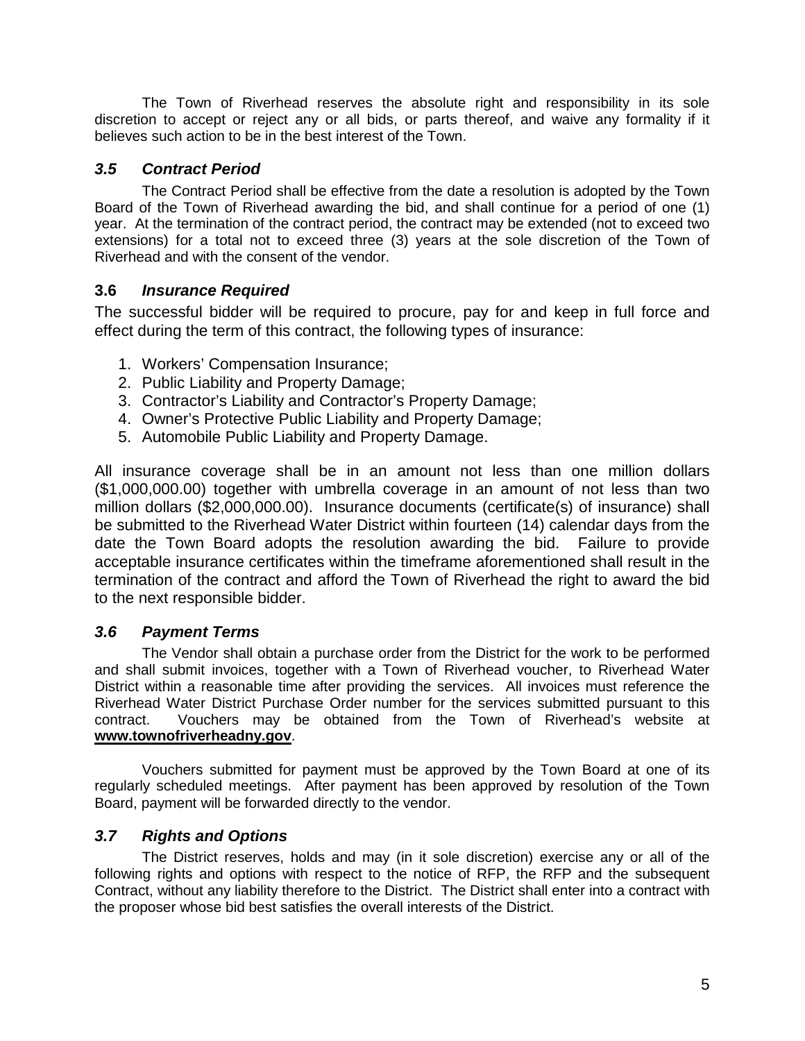The Town of Riverhead reserves the absolute right and responsibility in its sole discretion to accept or reject any or all bids, or parts thereof, and waive any formality if it believes such action to be in the best interest of the Town.

### *3.5 Contract Period*

The Contract Period shall be effective from the date a resolution is adopted by the Town Board of the Town of Riverhead awarding the bid, and shall continue for a period of one (1) year. At the termination of the contract period, the contract may be extended (not to exceed two extensions) for a total not to exceed three (3) years at the sole discretion of the Town of Riverhead and with the consent of the vendor.

### **3.6** *Insurance Required*

The successful bidder will be required to procure, pay for and keep in full force and effect during the term of this contract, the following types of insurance:

1. Workers' Compensation Insurance;
2. Public Liability and Property Damage;
3. Contractor's Liability and Contractor's Property Damage;
4. Owner's Protective Public Liability and Property Damage;
5. Automobile Public Liability and Property Damage.

All insurance coverage shall be in an amount not less than one million dollars ($1,000,000.00) together with umbrella coverage in an amount of not less than two million dollars ($2,000,000.00). Insurance documents (certificate(s) of insurance) shall be submitted to the Riverhead Water District within fourteen (14) calendar days from the date the Town Board adopts the resolution awarding the bid. Failure to provide acceptable insurance certificates within the timeframe aforementioned shall result in the termination of the contract and afford the Town of Riverhead the right to award the bid to the next responsible bidder.

### *3.6 Payment Terms*

The Vendor shall obtain a purchase order from the District for the work to be performed and shall submit invoices, together with a Town of Riverhead voucher, to Riverhead Water District within a reasonable time after providing the services. All invoices must reference the Riverhead Water District Purchase Order number for the services submitted pursuant to this contract. Vouchers may be obtained from the Town of Riverhead's website at **www.townofriverheadny.gov**.

Vouchers submitted for payment must be approved by the Town Board at one of its regularly scheduled meetings. After payment has been approved by resolution of the Town Board, payment will be forwarded directly to the vendor.

### *3.7 Rights and Options*

The District reserves, holds and may (in it sole discretion) exercise any or all of the following rights and options with respect to the notice of RFP, the RFP and the subsequent Contract, without any liability therefore to the District. The District shall enter into a contract with the proposer whose bid best satisfies the overall interests of the District.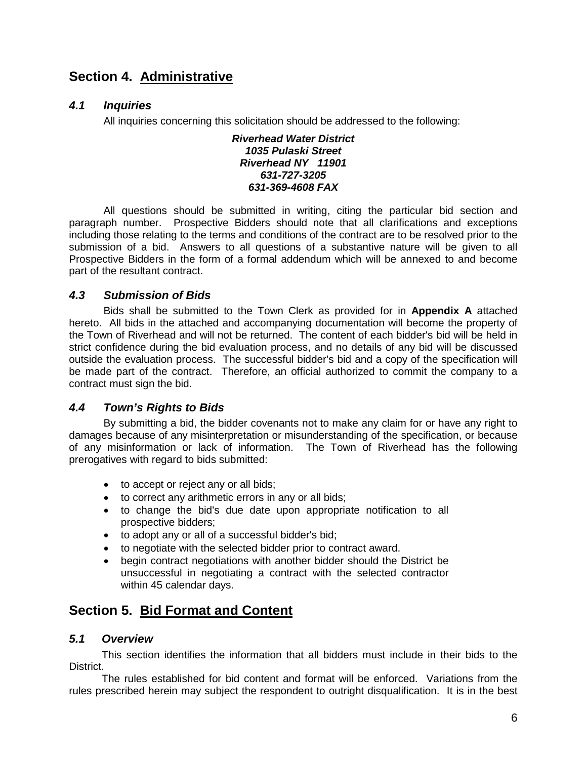## Section 4. Administrative

### *4.1 Inquiries*

All inquiries concerning this solicitation should be addressed to the following:

***Riverhead Water District***
***1035 Pulaski Street***
***Riverhead NY 11901***
***631-727-3205***
***631-369-4608 FAX***

All questions should be submitted in writing, citing the particular bid section and paragraph number. Prospective Bidders should note that all clarifications and exceptions including those relating to the terms and conditions of the contract are to be resolved prior to the submission of a bid. Answers to all questions of a substantive nature will be given to all Prospective Bidders in the form of a formal addendum which will be annexed to and become part of the resultant contract.

### *4.3 Submission of Bids*

Bids shall be submitted to the Town Clerk as provided for in **Appendix A** attached hereto. All bids in the attached and accompanying documentation will become the property of the Town of Riverhead and will not be returned. The content of each bidder's bid will be held in strict confidence during the bid evaluation process, and no details of any bid will be discussed outside the evaluation process. The successful bidder's bid and a copy of the specification will be made part of the contract. Therefore, an official authorized to commit the company to a contract must sign the bid.

### *4.4 Town's Rights to Bids*

By submitting a bid, the bidder covenants not to make any claim for or have any right to damages because of any misinterpretation or misunderstanding of the specification, or because of any misinformation or lack of information. The Town of Riverhead has the following prerogatives with regard to bids submitted:

- to accept or reject any or all bids;
- to correct any arithmetic errors in any or all bids;
- to change the bid's due date upon appropriate notification to all prospective bidders;
- to adopt any or all of a successful bidder's bid;
- to negotiate with the selected bidder prior to contract award.
- begin contract negotiations with another bidder should the District be unsuccessful in negotiating a contract with the selected contractor within 45 calendar days.

## Section 5. Bid Format and Content

### *5.1 Overview*

This section identifies the information that all bidders must include in their bids to the District.

The rules established for bid content and format will be enforced. Variations from the rules prescribed herein may subject the respondent to outright disqualification. It is in the best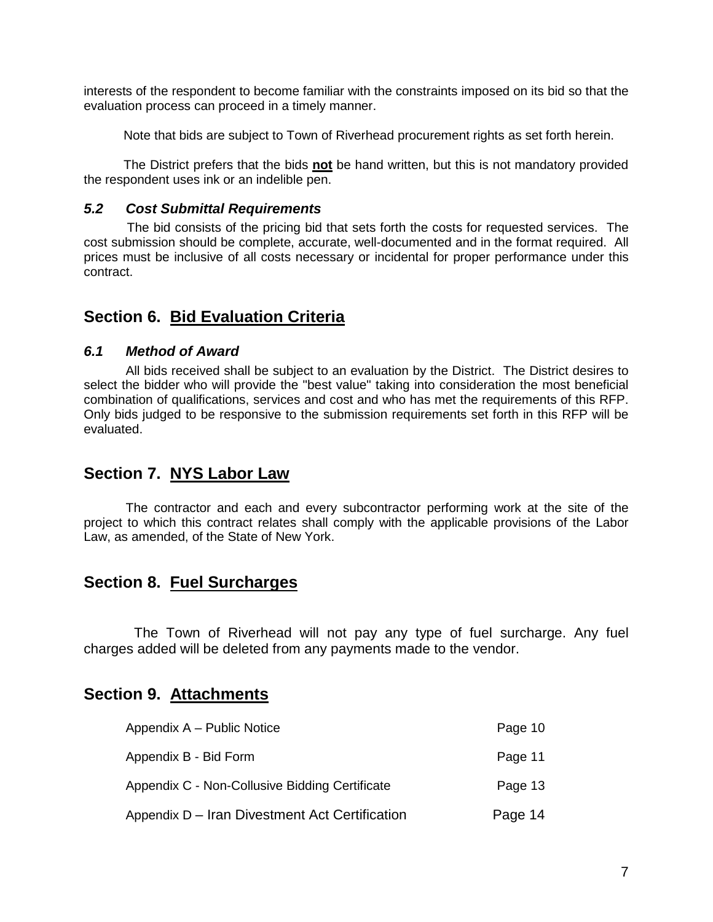interests of the respondent to become familiar with the constraints imposed on its bid so that the evaluation process can proceed in a timely manner.

Note that bids are subject to Town of Riverhead procurement rights as set forth herein.

The District prefers that the bids **not** be hand written, but this is not mandatory provided the respondent uses ink or an indelible pen.

### *5.2 Cost Submittal Requirements*

The bid consists of the pricing bid that sets forth the costs for requested services. The cost submission should be complete, accurate, well-documented and in the format required. All prices must be inclusive of all costs necessary or incidental for proper performance under this contract.

## Section 6. Bid Evaluation Criteria

### *6.1 Method of Award*

All bids received shall be subject to an evaluation by the District. The District desires to select the bidder who will provide the "best value" taking into consideration the most beneficial combination of qualifications, services and cost and who has met the requirements of this RFP. Only bids judged to be responsive to the submission requirements set forth in this RFP will be evaluated.

## Section 7. NYS Labor Law

The contractor and each and every subcontractor performing work at the site of the project to which this contract relates shall comply with the applicable provisions of the Labor Law, as amended, of the State of New York.

## Section 8. Fuel Surcharges

The Town of Riverhead will not pay any type of fuel surcharge. Any fuel charges added will be deleted from any payments made to the vendor.

## Section 9. Attachments

| | |
|---|---|
| Appendix A – Public Notice | Page 10 |
| Appendix B - Bid Form | Page 11 |
| Appendix C - Non-Collusive Bidding Certificate | Page 13 |
| Appendix D – Iran Divestment Act Certification | Page 14 |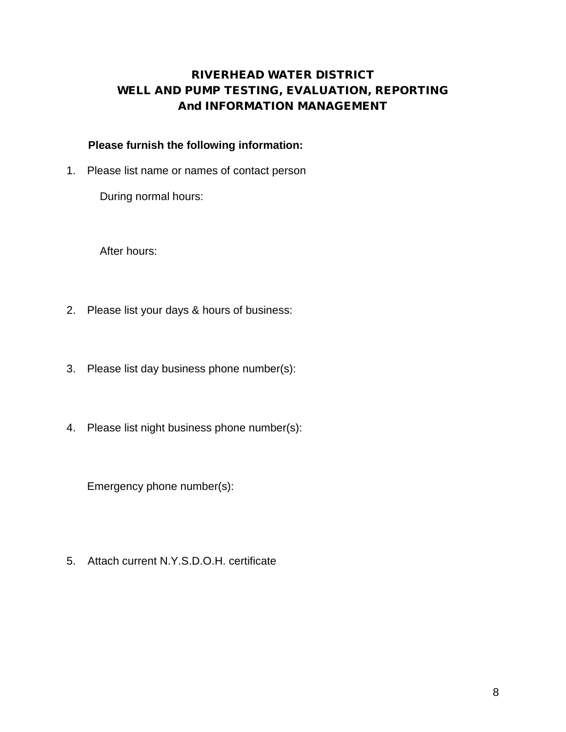# RIVERHEAD WATER DISTRICT
# WELL AND PUMP TESTING, EVALUATION, REPORTING
# And INFORMATION MANAGEMENT

**Please furnish the following information:**

1. Please list name or names of contact person

   During normal hours:

   After hours:

2. Please list your days & hours of business:

3. Please list day business phone number(s):

4. Please list night business phone number(s):

   Emergency phone number(s):

5. Attach current N.Y.S.D.O.H. certificate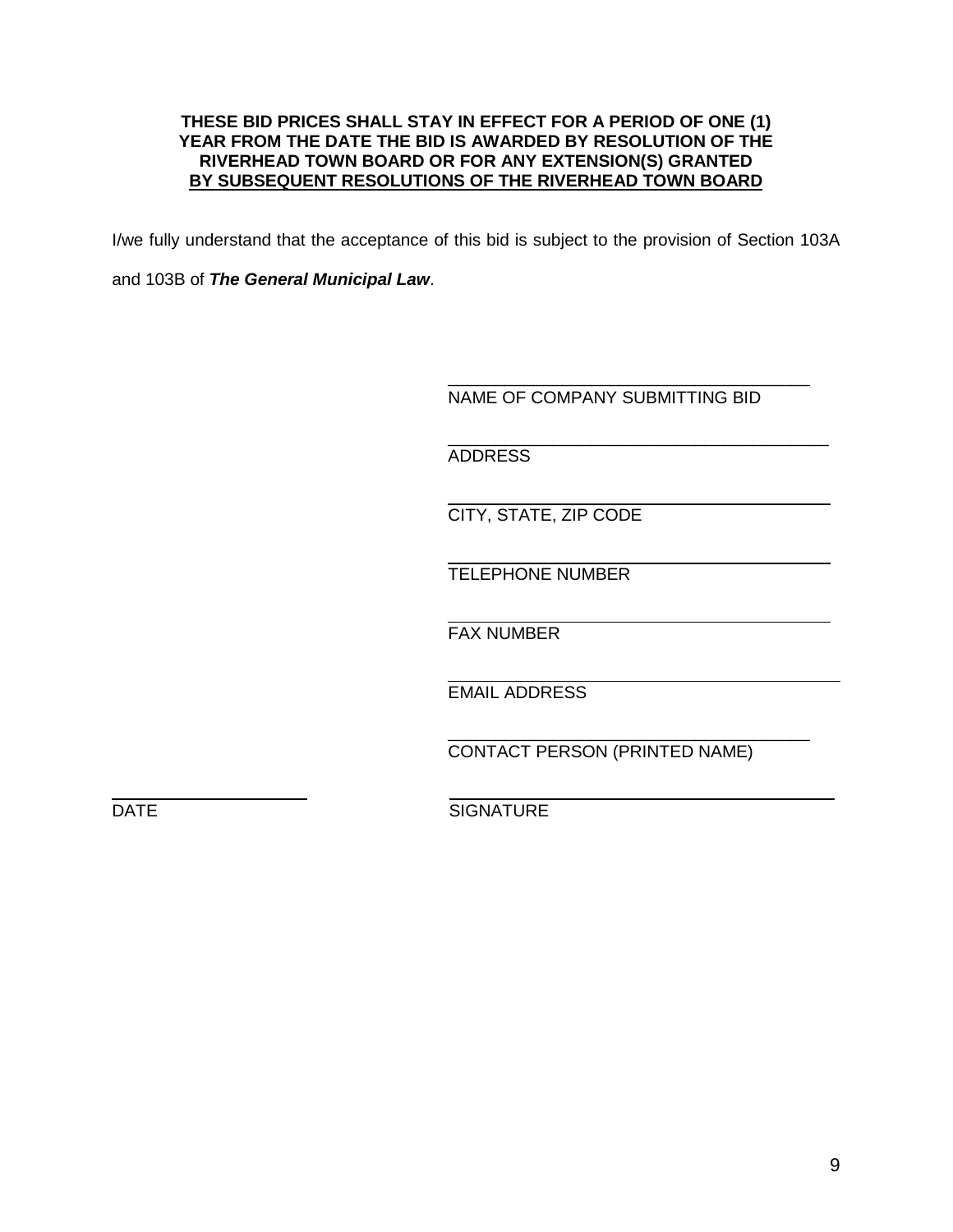**THESE BID PRICES SHALL STAY IN EFFECT FOR A PERIOD OF ONE (1) YEAR FROM THE DATE THE BID IS AWARDED BY RESOLUTION OF THE RIVERHEAD TOWN BOARD OR FOR ANY EXTENSION(S) GRANTED <u>BY SUBSEQUENT RESOLUTIONS OF THE RIVERHEAD TOWN BOARD</u>**

I/we fully understand that the acceptance of this bid is subject to the provision of Section 103A and 103B of ***The General Municipal Law***.

\_\_\_\_\_\_\_\_\_\_\_\_\_\_\_\_\_\_\_\_\_\_\_\_\_\_\_\_\_\_\_\_\_\_\_\_\_\_
NAME OF COMPANY SUBMITTING BID

\_\_\_\_\_\_\_\_\_\_\_\_\_\_\_\_\_\_\_\_\_\_\_\_\_\_\_\_\_\_\_\_\_\_\_\_\_\_
ADDRESS

\_\_\_\_\_\_\_\_\_\_\_\_\_\_\_\_\_\_\_\_\_\_\_\_\_\_\_\_\_\_\_\_\_\_\_\_\_\_
CITY, STATE, ZIP CODE

\_\_\_\_\_\_\_\_\_\_\_\_\_\_\_\_\_\_\_\_\_\_\_\_\_\_\_\_\_\_\_\_\_\_\_\_\_\_
TELEPHONE NUMBER

\_\_\_\_\_\_\_\_\_\_\_\_\_\_\_\_\_\_\_\_\_\_\_\_\_\_\_\_\_\_\_\_\_\_\_\_\_\_
FAX NUMBER

\_\_\_\_\_\_\_\_\_\_\_\_\_\_\_\_\_\_\_\_\_\_\_\_\_\_\_\_\_\_\_\_\_\_\_\_\_\_
EMAIL ADDRESS

\_\_\_\_\_\_\_\_\_\_\_\_\_\_\_\_\_\_\_\_\_\_\_\_\_\_\_\_\_\_\_\_\_\_\_\_\_\_
CONTACT PERSON (PRINTED NAME)

\_\_\_\_\_\_\_\_\_\_\_\_\_\_\_\_\_\_\_\_ \_\_\_\_\_\_\_\_\_\_\_\_\_\_\_\_\_\_\_\_\_\_\_\_\_\_\_\_\_\_\_\_\_\_\_\_\_\_
DATE SIGNATURE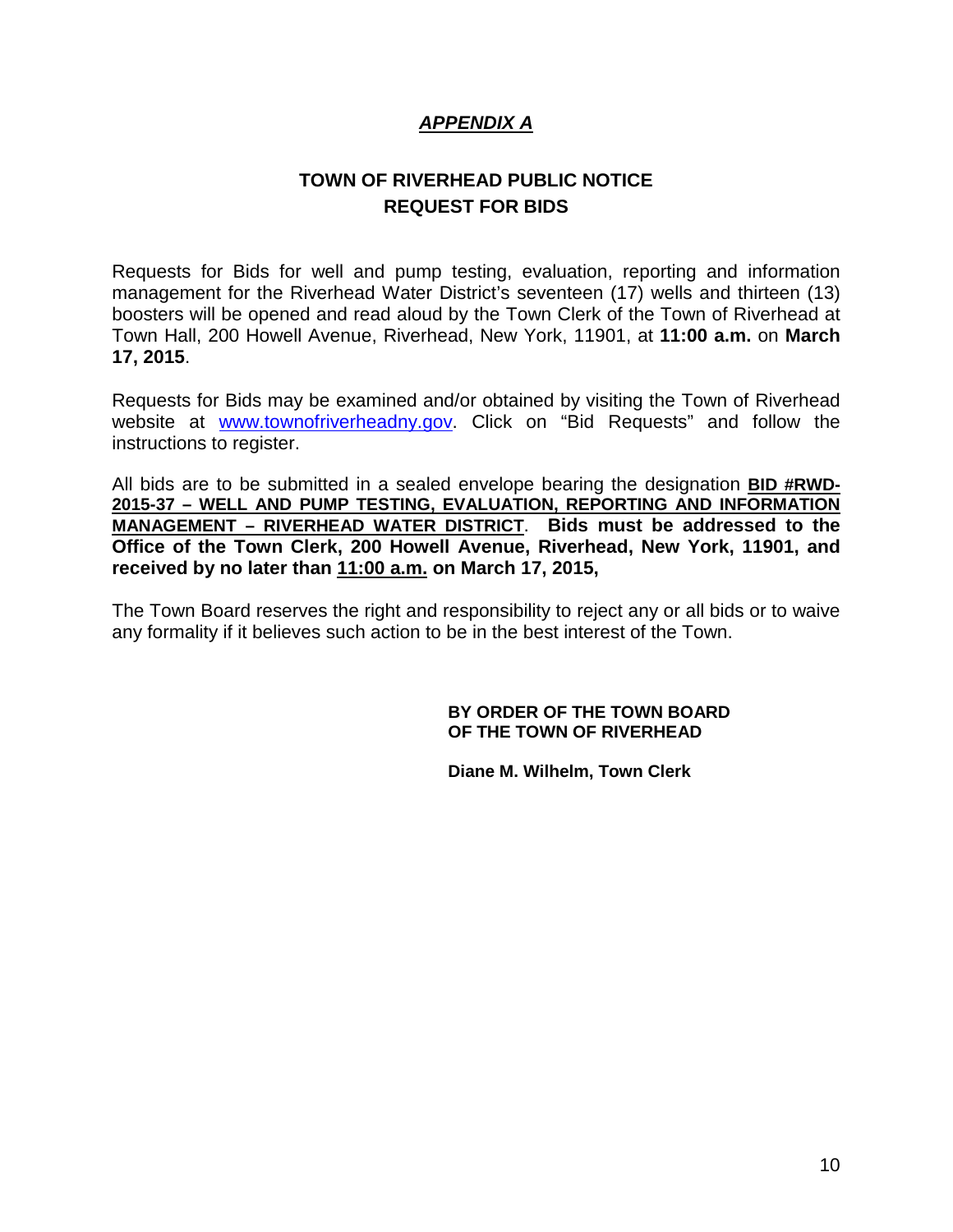## *APPENDIX A*

## TOWN OF RIVERHEAD PUBLIC NOTICE
## REQUEST FOR BIDS

Requests for Bids for well and pump testing, evaluation, reporting and information management for the Riverhead Water District's seventeen (17) wells and thirteen (13) boosters will be opened and read aloud by the Town Clerk of the Town of Riverhead at Town Hall, 200 Howell Avenue, Riverhead, New York, 11901, at **11:00 a.m.** on **March 17, 2015**.

Requests for Bids may be examined and/or obtained by visiting the Town of Riverhead website at www.townofriverheadny.gov. Click on "Bid Requests" and follow the instructions to register.

All bids are to be submitted in a sealed envelope bearing the designation **BID #RWD-2015-37 – WELL AND PUMP TESTING, EVALUATION, REPORTING AND INFORMATION MANAGEMENT – RIVERHEAD WATER DISTRICT**. **Bids must be addressed to the Office of the Town Clerk, 200 Howell Avenue, Riverhead, New York, 11901, and received by no later than 11:00 a.m. on March 17, 2015,**

The Town Board reserves the right and responsibility to reject any or all bids or to waive any formality if it believes such action to be in the best interest of the Town.

**BY ORDER OF THE TOWN BOARD**
**OF THE TOWN OF RIVERHEAD**

**Diane M. Wilhelm, Town Clerk**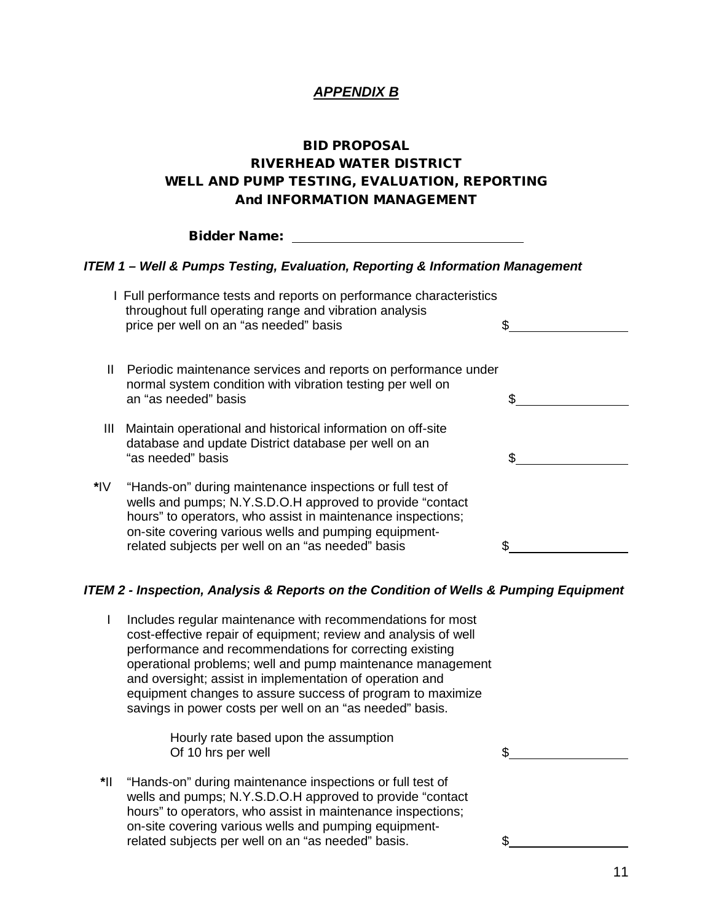***APPENDIX B***

## BID PROPOSAL
## RIVERHEAD WATER DISTRICT
## WELL AND PUMP TESTING, EVALUATION, REPORTING
## And INFORMATION MANAGEMENT

**Bidder Name:** ______________________________

***ITEM 1 – Well & Pumps Testing, Evaluation, Reporting & Information Management***

| | | |
|---|---|---|
| I | Full performance tests and reports on performance characteristics throughout full operating range and vibration analysis price per well on an "as needed" basis | $______________ |
| II | Periodic maintenance services and reports on performance under normal system condition with vibration testing per well on an "as needed" basis | $______________ |
| III | Maintain operational and historical information on off-site database and update District database per well on an "as needed" basis | $______________ |
| **\***IV | "Hands-on" during maintenance inspections or full test of wells and pumps; N.Y.S.D.O.H approved to provide "contact hours" to operators, who assist in maintenance inspections; on-site covering various wells and pumping equipment-related subjects per well on an "as needed" basis | $______________ |

***ITEM 2 - Inspection, Analysis & Reports on the Condition of Wells & Pumping Equipment***

| | | |
|---|---|---|
| I | Includes regular maintenance with recommendations for most cost-effective repair of equipment; review and analysis of well performance and recommendations for correcting existing operational problems; well and pump maintenance management and oversight; assist in implementation of operation and equipment changes to assure success of program to maximize savings in power costs per well on an "as needed" basis.<br><br>Hourly rate based upon the assumption Of 10 hrs per well | $______________ |
| **\***II | "Hands-on" during maintenance inspections or full test of wells and pumps; N.Y.S.D.O.H approved to provide "contact hours" to operators, who assist in maintenance inspections; on-site covering various wells and pumping equipment-related subjects per well on an "as needed" basis. | $______________ |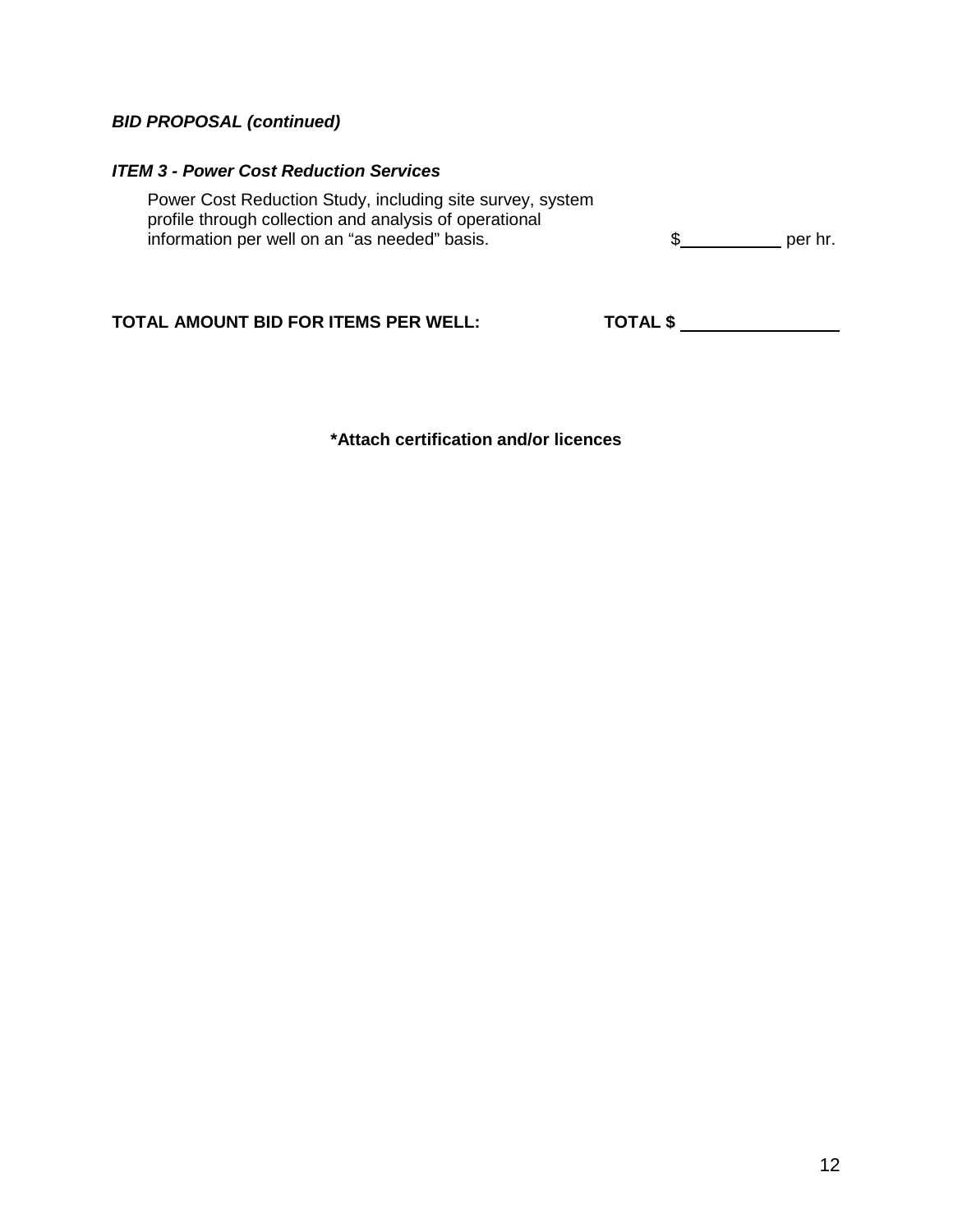***BID PROPOSAL (continued)***

***ITEM 3 - Power Cost Reduction Services***

Power Cost Reduction Study, including site survey, system profile through collection and analysis of operational information per well on an "as needed" basis. $__________ per hr.

**TOTAL AMOUNT BID FOR ITEMS PER WELL:** **TOTAL $** ______________

**\*Attach certification and/or licences**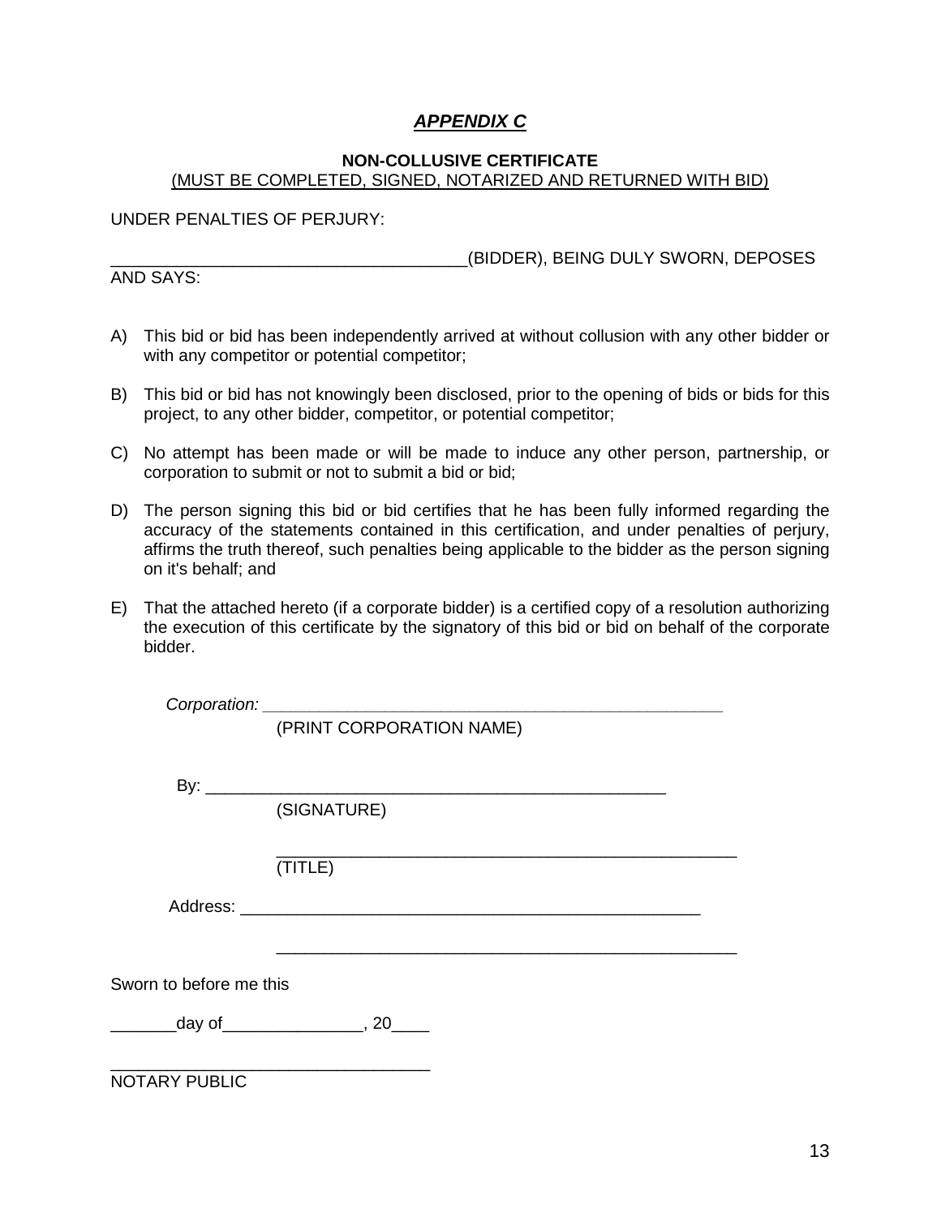# *APPENDIX C*

**NON-COLLUSIVE CERTIFICATE**
(MUST BE COMPLETED, SIGNED, NOTARIZED AND RETURNED WITH BID)

UNDER PENALTIES OF PERJURY:

_______________________________________(BIDDER), BEING DULY SWORN, DEPOSES AND SAYS:

A) This bid or bid has been independently arrived at without collusion with any other bidder or with any competitor or potential competitor;

B) This bid or bid has not knowingly been disclosed, prior to the opening of bids or bids for this project, to any other bidder, competitor, or potential competitor;

C) No attempt has been made or will be made to induce any other person, partnership, or corporation to submit or not to submit a bid or bid;

D) The person signing this bid or bid certifies that he has been fully informed regarding the accuracy of the statements contained in this certification, and under penalties of perjury, affirms the truth thereof, such penalties being applicable to the bidder as the person signing on it's behalf; and

E) That the attached hereto (if a corporate bidder) is a certified copy of a resolution authorizing the execution of this certificate by the signatory of this bid or bid on behalf of the corporate bidder.

*Corporation:* ___________________________________________________
(PRINT CORPORATION NAME)

By: ___________________________________________________
(SIGNATURE)

___________________________________________________
(TITLE)

Address: ___________________________________________________

___________________________________________________

Sworn to before me this

_______day of_______________, 20____

___________________________________
NOTARY PUBLIC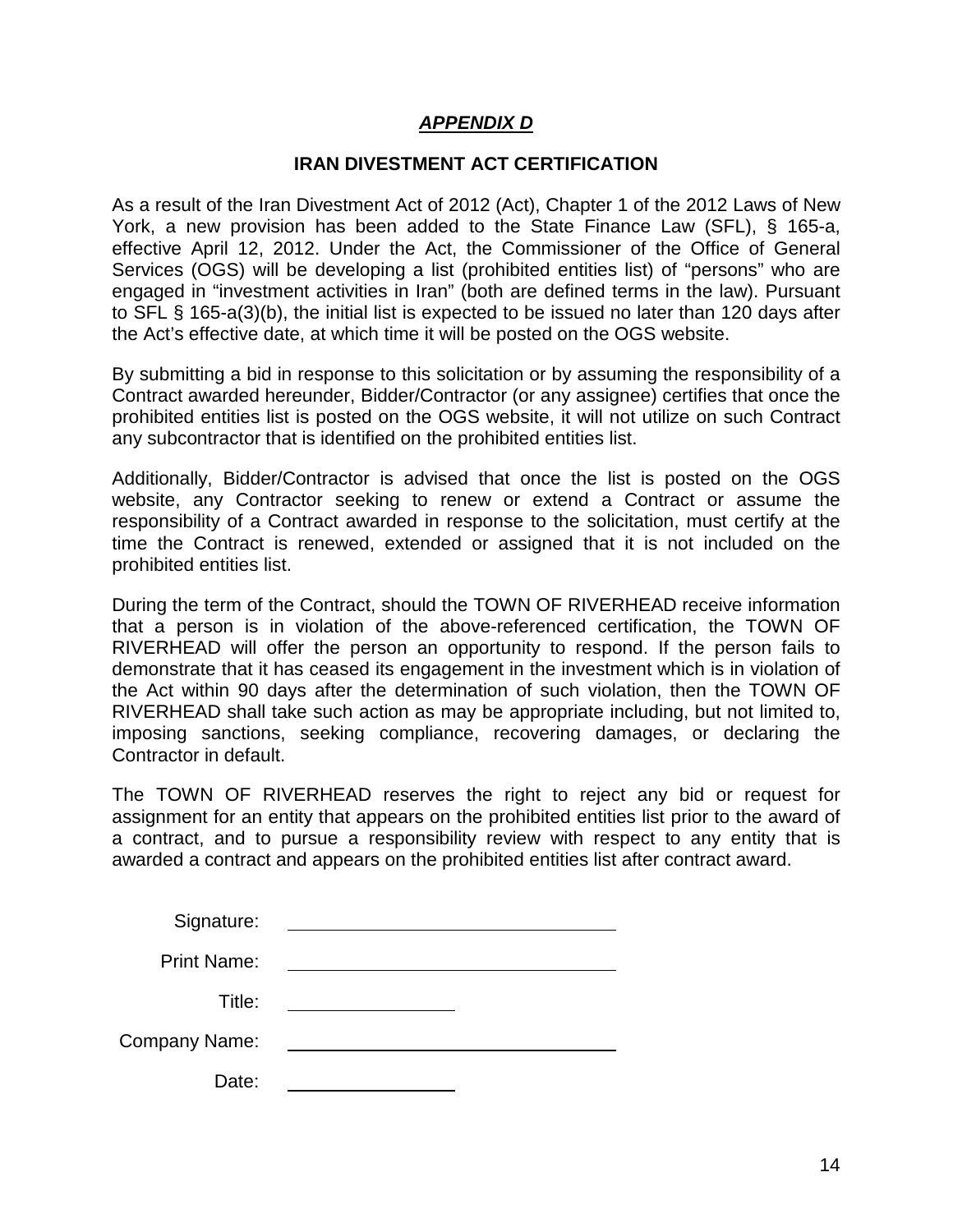# ***APPENDIX D***

## IRAN DIVESTMENT ACT CERTIFICATION

As a result of the Iran Divestment Act of 2012 (Act), Chapter 1 of the 2012 Laws of New York, a new provision has been added to the State Finance Law (SFL), § 165-a, effective April 12, 2012. Under the Act, the Commissioner of the Office of General Services (OGS) will be developing a list (prohibited entities list) of "persons" who are engaged in "investment activities in Iran" (both are defined terms in the law). Pursuant to SFL § 165-a(3)(b), the initial list is expected to be issued no later than 120 days after the Act's effective date, at which time it will be posted on the OGS website.

By submitting a bid in response to this solicitation or by assuming the responsibility of a Contract awarded hereunder, Bidder/Contractor (or any assignee) certifies that once the prohibited entities list is posted on the OGS website, it will not utilize on such Contract any subcontractor that is identified on the prohibited entities list.

Additionally, Bidder/Contractor is advised that once the list is posted on the OGS website, any Contractor seeking to renew or extend a Contract or assume the responsibility of a Contract awarded in response to the solicitation, must certify at the time the Contract is renewed, extended or assigned that it is not included on the prohibited entities list.

During the term of the Contract, should the TOWN OF RIVERHEAD receive information that a person is in violation of the above-referenced certification, the TOWN OF RIVERHEAD will offer the person an opportunity to respond. If the person fails to demonstrate that it has ceased its engagement in the investment which is in violation of the Act within 90 days after the determination of such violation, then the TOWN OF RIVERHEAD shall take such action as may be appropriate including, but not limited to, imposing sanctions, seeking compliance, recovering damages, or declaring the Contractor in default.

The TOWN OF RIVERHEAD reserves the right to reject any bid or request for assignment for an entity that appears on the prohibited entities list prior to the award of a contract, and to pursue a responsibility review with respect to any entity that is awarded a contract and appears on the prohibited entities list after contract award.

Signature: ______________________________

Print Name: ______________________________

Title: ______________

Company Name: ______________________________

Date: ______________